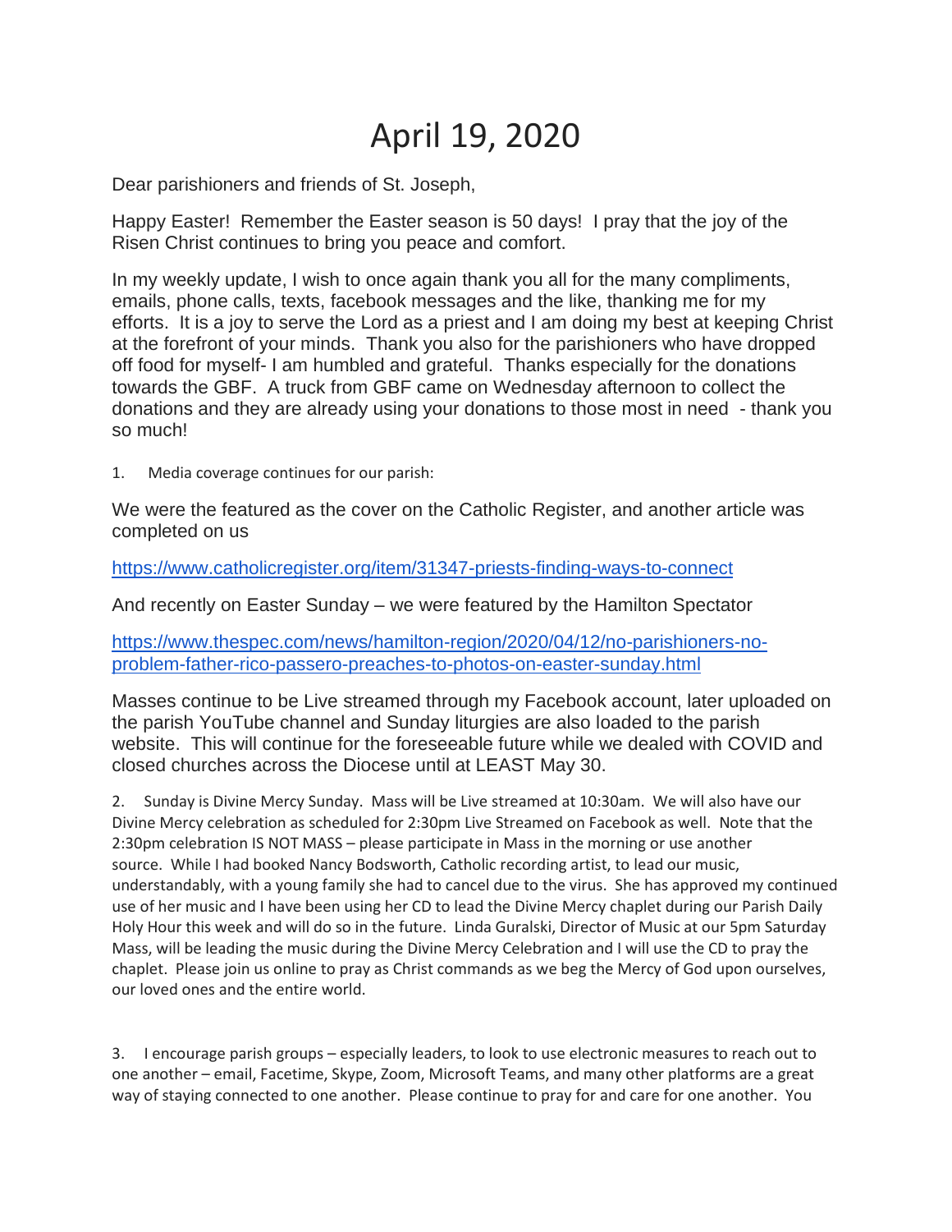// Transcribing letter text as-is; numbered items kept as list, last sentence cut off at page break
# April 19, 2020

Dear parishioners and friends of St. Joseph,

Happy Easter! Remember the Easter season is 50 days! I pray that the joy of the Risen Christ continues to bring you peace and comfort.

In my weekly update, I wish to once again thank you all for the many compliments, emails, phone calls, texts, facebook messages and the like, thanking me for my efforts. It is a joy to serve the Lord as a priest and I am doing my best at keeping Christ at the forefront of your minds. Thank you also for the parishioners who have dropped off food for myself- I am humbled and grateful. Thanks especially for the donations towards the GBF. A truck from GBF came on Wednesday afternoon to collect the donations and they are already using your donations to those most in need - thank you so much!

1. Media coverage continues for our parish:

We were the featured as the cover on the Catholic Register, and another article was completed on us

https://www.catholicregister.org/item/31347-priests-finding-ways-to-connect

And recently on Easter Sunday – we were featured by the Hamilton Spectator

https://www.thespec.com/news/hamilton-region/2020/04/12/no-parishioners-no-problem-father-rico-passero-preaches-to-photos-on-easter-sunday.html

Masses continue to be Live streamed through my Facebook account, later uploaded on the parish YouTube channel and Sunday liturgies are also loaded to the parish website. This will continue for the foreseeable future while we dealed with COVID and closed churches across the Diocese until at LEAST May 30.

2. Sunday is Divine Mercy Sunday. Mass will be Live streamed at 10:30am. We will also have our Divine Mercy celebration as scheduled for 2:30pm Live Streamed on Facebook as well. Note that the 2:30pm celebration IS NOT MASS – please participate in Mass in the morning or use another source. While I had booked Nancy Bodsworth, Catholic recording artist, to lead our music, understandably, with a young family she had to cancel due to the virus. She has approved my continued use of her music and I have been using her CD to lead the Divine Mercy chaplet during our Parish Daily Holy Hour this week and will do so in the future. Linda Guralski, Director of Music at our 5pm Saturday Mass, will be leading the music during the Divine Mercy Celebration and I will use the CD to pray the chaplet. Please join us online to pray as Christ commands as we beg the Mercy of God upon ourselves, our loved ones and the entire world.

3. I encourage parish groups – especially leaders, to look to use electronic measures to reach out to one another – email, Facetime, Skype, Zoom, Microsoft Teams, and many other platforms are a great way of staying connected to one another. Please continue to pray for and care for one another. You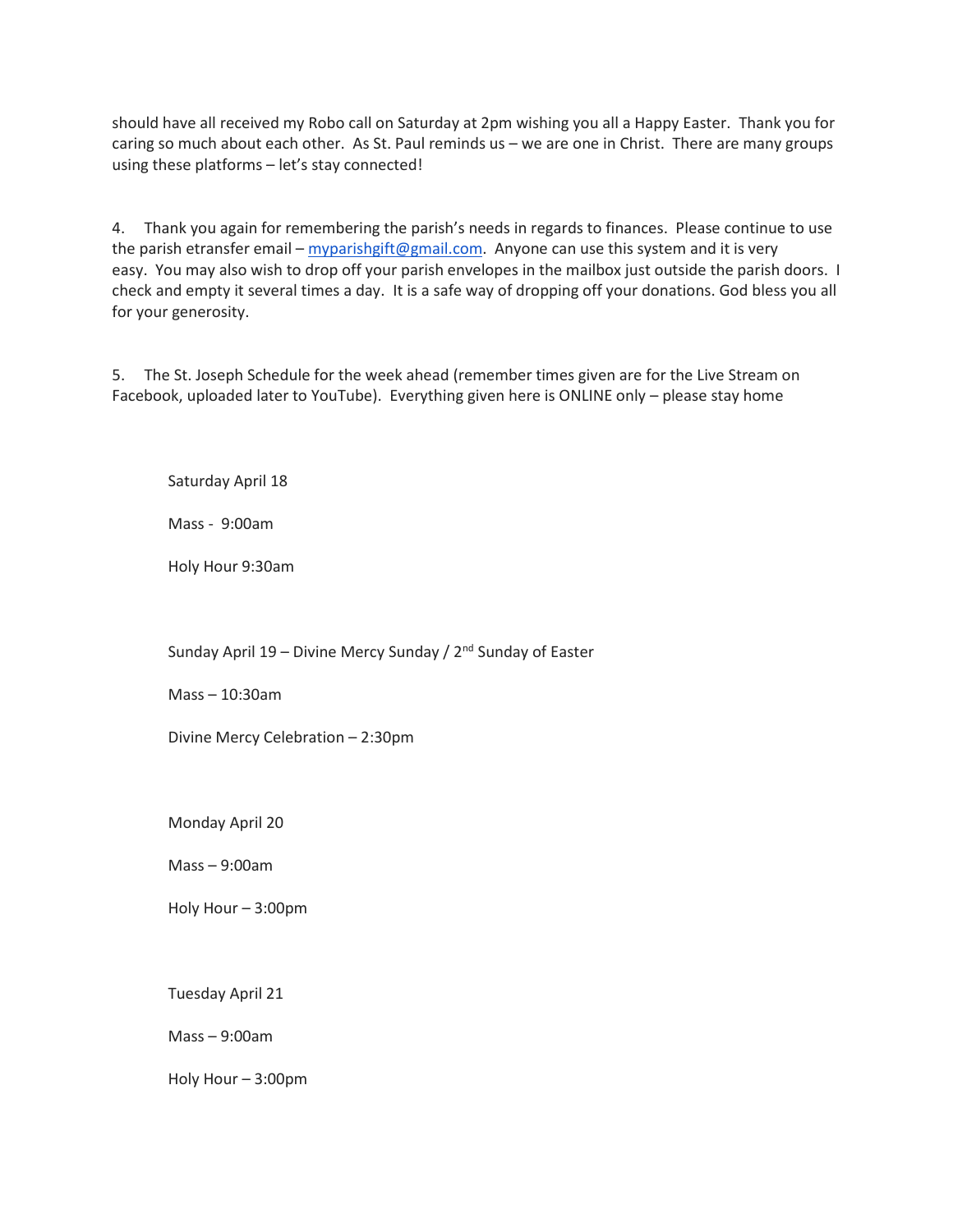should have all received my Robo call on Saturday at 2pm wishing you all a Happy Easter. Thank you for caring so much about each other. As St. Paul reminds us – we are one in Christ. There are many groups using these platforms – let's stay connected!

4. Thank you again for remembering the parish's needs in regards to finances. Please continue to use the parish etransfer email – myparishgift@gmail.com. Anyone can use this system and it is very easy. You may also wish to drop off your parish envelopes in the mailbox just outside the parish doors. I check and empty it several times a day. It is a safe way of dropping off your donations. God bless you all for your generosity.

5. The St. Joseph Schedule for the week ahead (remember times given are for the Live Stream on Facebook, uploaded later to YouTube). Everything given here is ONLINE only – please stay home

Saturday April 18

Mass - 9:00am

Holy Hour 9:30am

Sunday April 19 – Divine Mercy Sunday / 2nd Sunday of Easter

Mass – 10:30am

Divine Mercy Celebration – 2:30pm

Monday April 20

Mass – 9:00am

Holy Hour – 3:00pm

Tuesday April 21

Mass – 9:00am

Holy Hour – 3:00pm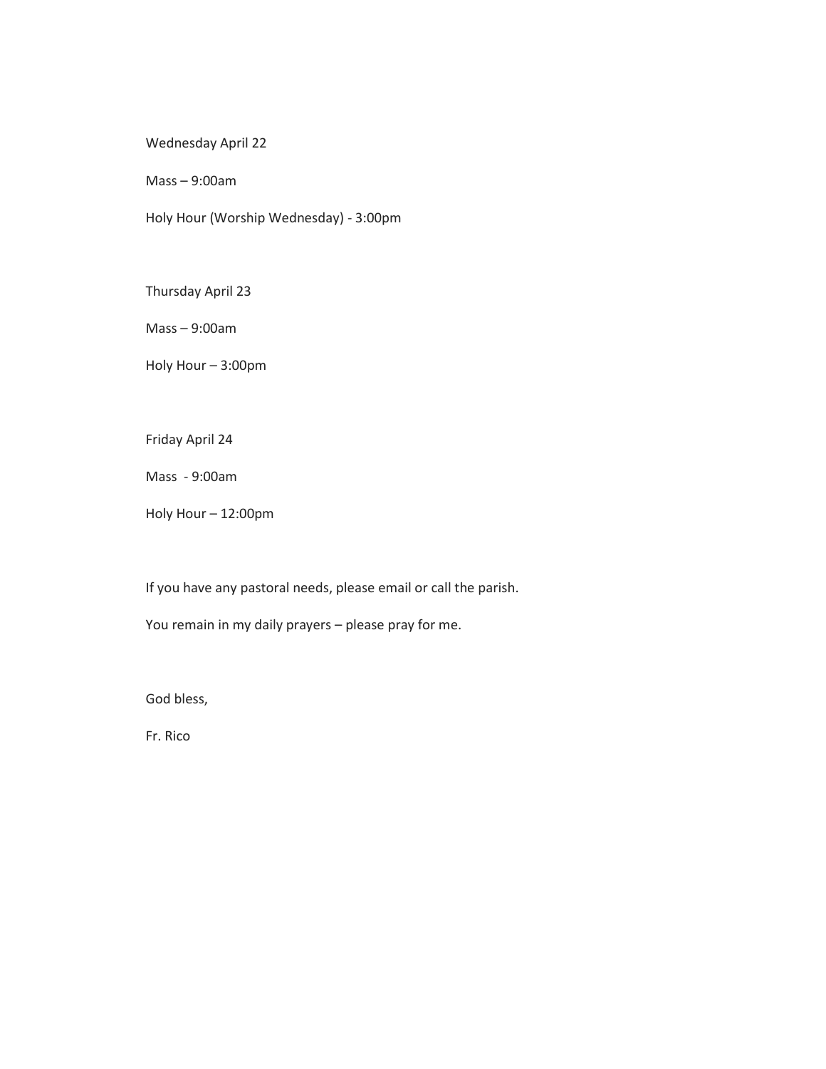Wednesday April 22

Mass – 9:00am

Holy Hour (Worship Wednesday) - 3:00pm

Thursday April 23

Mass – 9:00am

Holy Hour – 3:00pm

Friday April 24

Mass  - 9:00am

Holy Hour – 12:00pm

If you have any pastoral needs, please email or call the parish.

You remain in my daily prayers – please pray for me.

God bless,

Fr. Rico